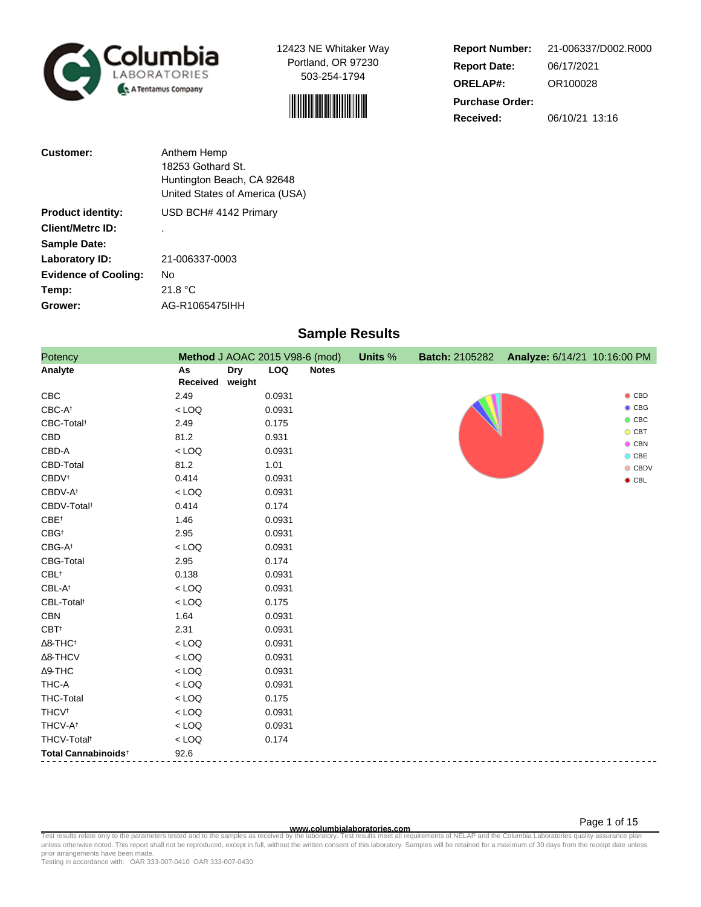**Columbia LABORATORIES** — A Tentamus Company

12423 NE Whitaker Way
Portland, OR 97230
503-254-1794

| | |
|---|---|
| **Report Number:** | 21-006337/D002.R000 |
| **Report Date:** | 06/17/2021 |
| **ORELAP#:** | OR100028 |
| **Purchase Order:** | |
| **Received:** | 06/10/21 13:16 |

| | |
|---|---|
| **Customer:** | Anthem Hemp<br>18253 Gothard St.<br>Huntington Beach, CA 92648<br>United States of America (USA) |
| **Product identity:** | USD BCH# 4142 Primary |
| **Client/Metrc ID:** | . |
| **Sample Date:** | |
| **Laboratory ID:** | 21-006337-0003 |
| **Evidence of Cooling:** | No |
| **Temp:** | 21.8 °C |
| **Grower:** | AG-R1065475IHH |

## Sample Results

**Potency** — **Method** J AOAC 2015 V98-6 (mod) — **Units** % — **Batch:** 2105282 — **Analyze:** 6/14/21 10:16:00 PM

| Analyte | As Received | Dry weight | LOQ | Notes |
|---|---|---|---|---|
| CBC | 2.49 | | 0.0931 | |
| CBC-A† | < LOQ | | 0.0931 | |
| CBC-Total† | 2.49 | | 0.175 | |
| CBD | 81.2 | | 0.931 | |
| CBD-A | < LOQ | | 0.0931 | |
| CBD-Total | 81.2 | | 1.01 | |
| CBDV† | 0.414 | | 0.0931 | |
| CBDV-A† | < LOQ | | 0.0931 | |
| CBDV-Total† | 0.414 | | 0.174 | |
| CBE† | 1.46 | | 0.0931 | |
| CBG† | 2.95 | | 0.0931 | |
| CBG-A† | < LOQ | | 0.0931 | |
| CBG-Total | 2.95 | | 0.174 | |
| CBL† | 0.138 | | 0.0931 | |
| CBL-A† | < LOQ | | 0.0931 | |
| CBL-Total† | < LOQ | | 0.175 | |
| CBN | 1.64 | | 0.0931 | |
| CBT† | 2.31 | | 0.0931 | |
| Δ8-THC† | < LOQ | | 0.0931 | |
| Δ8-THCV | < LOQ | | 0.0931 | |
| Δ9-THC | < LOQ | | 0.0931 | |
| THC-A | < LOQ | | 0.0931 | |
| THC-Total | < LOQ | | 0.175 | |
| THCV† | < LOQ | | 0.0931 | |
| THCV-A† | < LOQ | | 0.0931 | |
| THCV-Total† | < LOQ | | 0.174 | |
| **Total Cannabinoids**† | 92.6 | | | |

Legend: CBD, CBG, CBC, CBT, CBN, CBE, CBDV, CBL

www.columbialaboratories.com

Test results relate only to the parameters tested and to the samples as received by the laboratory. Test results meet all requirements of NELAP and the Columbia Laboratories quality assurance plan unless otherwise noted. This report shall not be reproduced, except in full, without the written consent of this laboratory. Samples will be retained for a maximum of 30 days from the receipt date unless prior arrangements have been made.
Testing in accordance with: OAR 333-007-0410 OAR 333-007-0430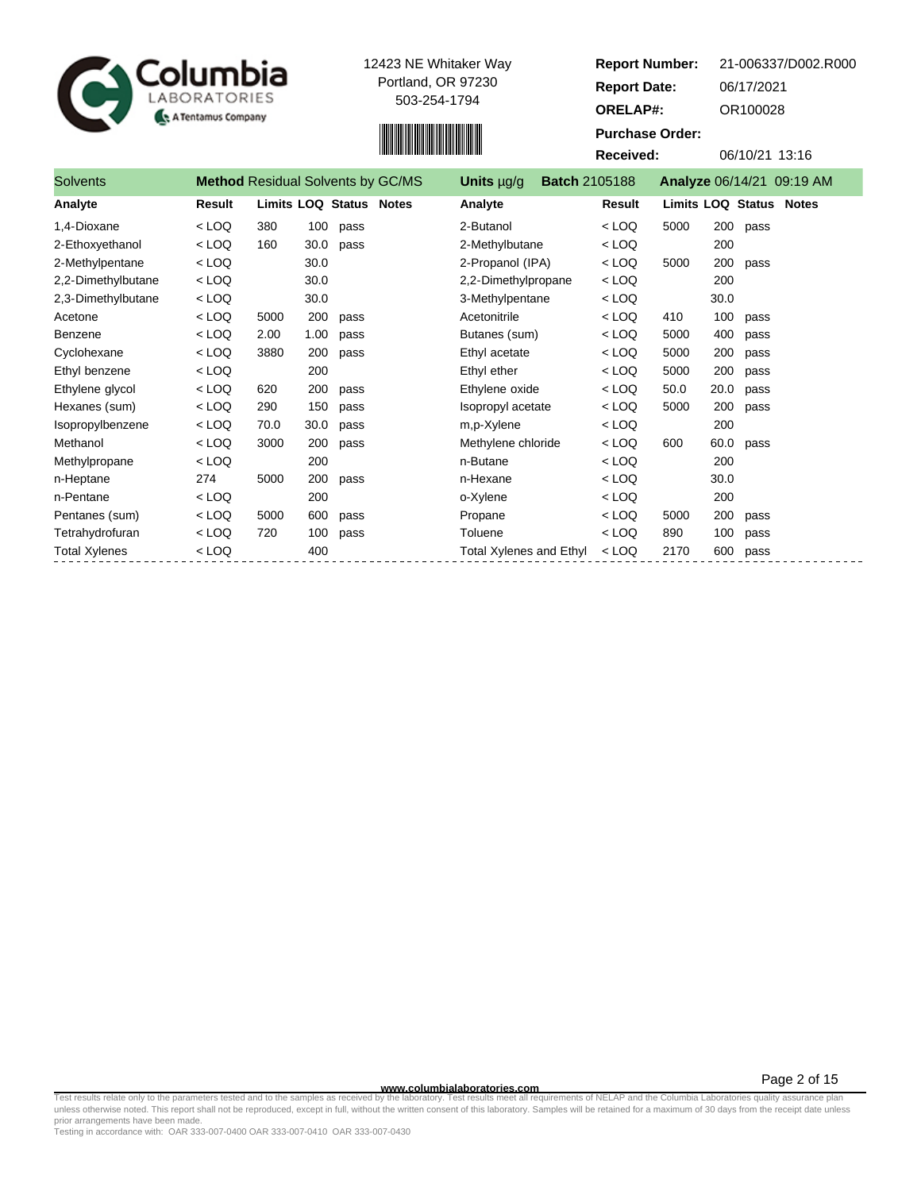Columbia LABORATORIES
A Tentamus Company

12423 NE Whitaker Way
Portland, OR 97230
503-254-1794

**Report Number:** 21-006337/D002.R000
**Report Date:** 06/17/2021
**ORELAP#:** OR100028
**Purchase Order:**
**Received:** 06/10/21 13:16

**Solvents** | **Method** Residual Solvents by GC/MS | **Units** µg/g | **Batch** 2105188 | **Analyze** 06/14/21 09:19 AM

| Analyte | Result | Limits | LOQ | Status | Notes | Analyte | Result | Limits | LOQ | Status | Notes |
|---|---|---|---|---|---|---|---|---|---|---|---|
| 1,4-Dioxane | < LOQ | 380 | 100 | pass | | 2-Butanol | < LOQ | 5000 | 200 | pass | |
| 2-Ethoxyethanol | < LOQ | 160 | 30.0 | pass | | 2-Methylbutane | < LOQ | | 200 | | |
| 2-Methylpentane | < LOQ | | 30.0 | | | 2-Propanol (IPA) | < LOQ | 5000 | 200 | pass | |
| 2,2-Dimethylbutane | < LOQ | | 30.0 | | | 2,2-Dimethylpropane | < LOQ | | 200 | | |
| 2,3-Dimethylbutane | < LOQ | | 30.0 | | | 3-Methylpentane | < LOQ | | 30.0 | | |
| Acetone | < LOQ | 5000 | 200 | pass | | Acetonitrile | < LOQ | 410 | 100 | pass | |
| Benzene | < LOQ | 2.00 | 1.00 | pass | | Butanes (sum) | < LOQ | 5000 | 400 | pass | |
| Cyclohexane | < LOQ | 3880 | 200 | pass | | Ethyl acetate | < LOQ | 5000 | 200 | pass | |
| Ethyl benzene | < LOQ | | 200 | | | Ethyl ether | < LOQ | 5000 | 200 | pass | |
| Ethylene glycol | < LOQ | 620 | 200 | pass | | Ethylene oxide | < LOQ | 50.0 | 20.0 | pass | |
| Hexanes (sum) | < LOQ | 290 | 150 | pass | | Isopropyl acetate | < LOQ | 5000 | 200 | pass | |
| Isopropylbenzene | < LOQ | 70.0 | 30.0 | pass | | m,p-Xylene | < LOQ | | 200 | | |
| Methanol | < LOQ | 3000 | 200 | pass | | Methylene chloride | < LOQ | 600 | 60.0 | pass | |
| Methylpropane | < LOQ | | 200 | | | n-Butane | < LOQ | | 200 | | |
| n-Heptane | 274 | 5000 | 200 | pass | | n-Hexane | < LOQ | | 30.0 | | |
| n-Pentane | < LOQ | | 200 | | | o-Xylene | < LOQ | | 200 | | |
| Pentanes (sum) | < LOQ | 5000 | 600 | pass | | Propane | < LOQ | 5000 | 200 | pass | |
| Tetrahydrofuran | < LOQ | 720 | 100 | pass | | Toluene | < LOQ | 890 | 100 | pass | |
| Total Xylenes | < LOQ | | 400 | | | Total Xylenes and Ethyl | < LOQ | 2170 | 600 | pass | |

www.columbialaboratories.com

Test results relate only to the parameters tested and to the samples as received by the laboratory. Test results meet all requirements of NELAP and the Columbia Laboratories quality assurance plan unless otherwise noted. This report shall not be reproduced, except in full, without the written consent of this laboratory. Samples will be retained for a maximum of 30 days from the receipt date unless prior arrangements have been made.
Testing in accordance with: OAR 333-007-0400 OAR 333-007-0410 OAR 333-007-0430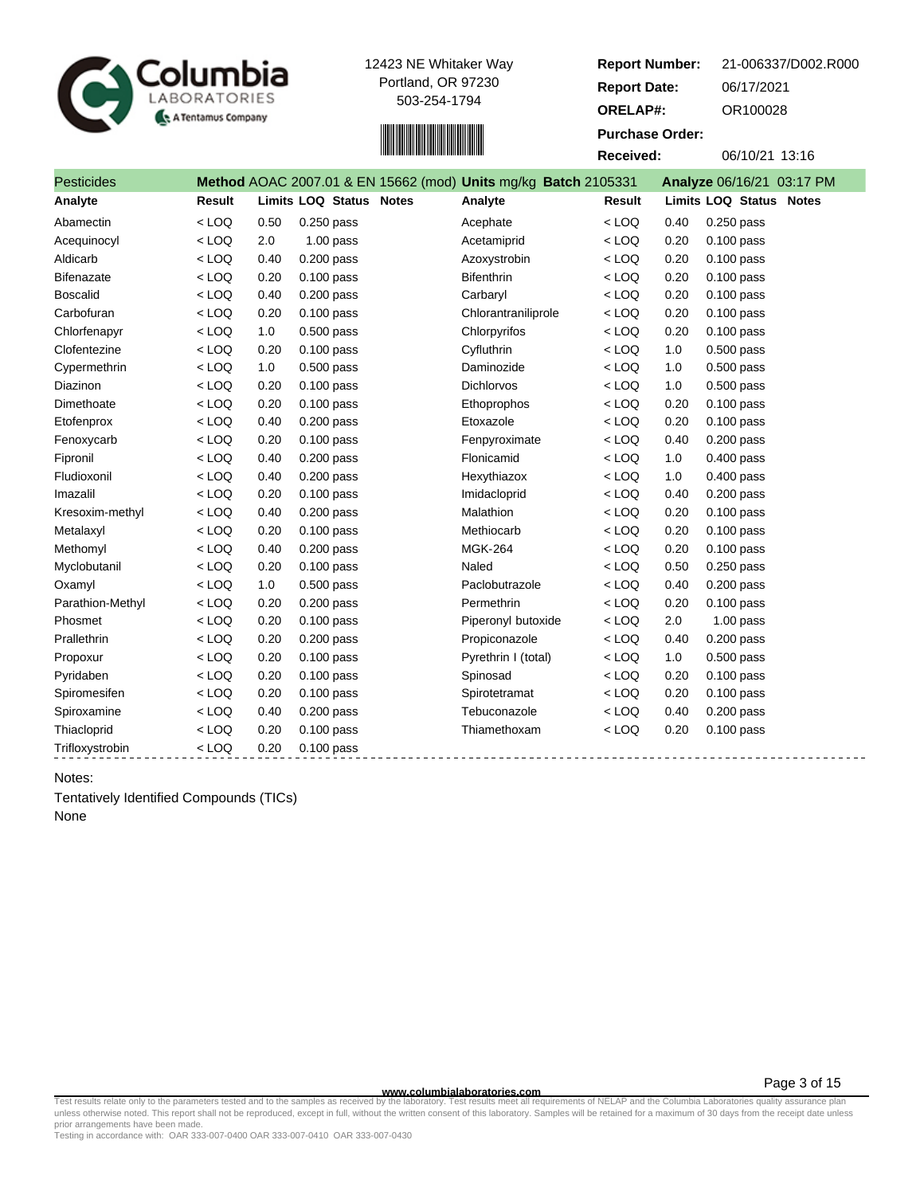Columbia LABORATORIES — A Tentamus Company

12423 NE Whitaker Way
Portland, OR 97230
503-254-1794

**Report Number:** 21-006337/D002.R000
**Report Date:** 06/17/2021
**ORELAP#:** OR100028
**Purchase Order:**
**Received:** 06/10/21 13:16

**Pesticides** **Method** AOAC 2007.01 & EN 15662 (mod) **Units** mg/kg **Batch** 2105331 **Analyze** 06/16/21 03:17 PM

| Analyte | Result | Limits | LOQ | Status | Notes | Analyte | Result | Limits | LOQ | Status | Notes |
|---|---|---|---|---|---|---|---|---|---|---|---|
| Abamectin | < LOQ | 0.50 | 0.250 | pass | | Acephate | < LOQ | 0.40 | 0.250 | pass | |
| Acequinocyl | < LOQ | 2.0 | 1.00 | pass | | Acetamiprid | < LOQ | 0.20 | 0.100 | pass | |
| Aldicarb | < LOQ | 0.40 | 0.200 | pass | | Azoxystrobin | < LOQ | 0.20 | 0.100 | pass | |
| Bifenazate | < LOQ | 0.20 | 0.100 | pass | | Bifenthrin | < LOQ | 0.20 | 0.100 | pass | |
| Boscalid | < LOQ | 0.40 | 0.200 | pass | | Carbaryl | < LOQ | 0.20 | 0.100 | pass | |
| Carbofuran | < LOQ | 0.20 | 0.100 | pass | | Chlorantraniliprole | < LOQ | 0.20 | 0.100 | pass | |
| Chlorfenapyr | < LOQ | 1.0 | 0.500 | pass | | Chlorpyrifos | < LOQ | 0.20 | 0.100 | pass | |
| Clofentezine | < LOQ | 0.20 | 0.100 | pass | | Cyfluthrin | < LOQ | 1.0 | 0.500 | pass | |
| Cypermethrin | < LOQ | 1.0 | 0.500 | pass | | Daminozide | < LOQ | 1.0 | 0.500 | pass | |
| Diazinon | < LOQ | 0.20 | 0.100 | pass | | Dichlorvos | < LOQ | 1.0 | 0.500 | pass | |
| Dimethoate | < LOQ | 0.20 | 0.100 | pass | | Ethoprophos | < LOQ | 0.20 | 0.100 | pass | |
| Etofenprox | < LOQ | 0.40 | 0.200 | pass | | Etoxazole | < LOQ | 0.20 | 0.100 | pass | |
| Fenoxycarb | < LOQ | 0.20 | 0.100 | pass | | Fenpyroximate | < LOQ | 0.40 | 0.200 | pass | |
| Fipronil | < LOQ | 0.40 | 0.200 | pass | | Flonicamid | < LOQ | 1.0 | 0.400 | pass | |
| Fludioxonil | < LOQ | 0.40 | 0.200 | pass | | Hexythiazox | < LOQ | 1.0 | 0.400 | pass | |
| Imazalil | < LOQ | 0.20 | 0.100 | pass | | Imidacloprid | < LOQ | 0.40 | 0.200 | pass | |
| Kresoxim-methyl | < LOQ | 0.40 | 0.200 | pass | | Malathion | < LOQ | 0.20 | 0.100 | pass | |
| Metalaxyl | < LOQ | 0.20 | 0.100 | pass | | Methiocarb | < LOQ | 0.20 | 0.100 | pass | |
| Methomyl | < LOQ | 0.40 | 0.200 | pass | | MGK-264 | < LOQ | 0.20 | 0.100 | pass | |
| Myclobutanil | < LOQ | 0.20 | 0.100 | pass | | Naled | < LOQ | 0.50 | 0.250 | pass | |
| Oxamyl | < LOQ | 1.0 | 0.500 | pass | | Paclobutrazole | < LOQ | 0.40 | 0.200 | pass | |
| Parathion-Methyl | < LOQ | 0.20 | 0.200 | pass | | Permethrin | < LOQ | 0.20 | 0.100 | pass | |
| Phosmet | < LOQ | 0.20 | 0.100 | pass | | Piperonyl butoxide | < LOQ | 2.0 | 1.00 | pass | |
| Prallethrin | < LOQ | 0.20 | 0.200 | pass | | Propiconazole | < LOQ | 0.40 | 0.200 | pass | |
| Propoxur | < LOQ | 0.20 | 0.100 | pass | | Pyrethrin I (total) | < LOQ | 1.0 | 0.500 | pass | |
| Pyridaben | < LOQ | 0.20 | 0.100 | pass | | Spinosad | < LOQ | 0.20 | 0.100 | pass | |
| Spiromesifen | < LOQ | 0.20 | 0.100 | pass | | Spirotetramat | < LOQ | 0.20 | 0.100 | pass | |
| Spiroxamine | < LOQ | 0.40 | 0.200 | pass | | Tebuconazole | < LOQ | 0.40 | 0.200 | pass | |
| Thiacloprid | < LOQ | 0.20 | 0.100 | pass | | Thiamethoxam | < LOQ | 0.20 | 0.100 | pass | |
| Trifloxystrobin | < LOQ | 0.20 | 0.100 | pass | | | | | | | |

Notes:

Tentatively Identified Compounds (TICs)

None

www.columbialaboratories.com

Test results relate only to the parameters tested and to the samples as received by the laboratory. Test results meet all requirements of NELAP and the Columbia Laboratories quality assurance plan unless otherwise noted. This report shall not be reproduced, except in full, without the written consent of this laboratory. Samples will be retained for a maximum of 30 days from the receipt date unless prior arrangements have been made.
Testing in accordance with: OAR 333-007-0400 OAR 333-007-0410 OAR 333-007-0430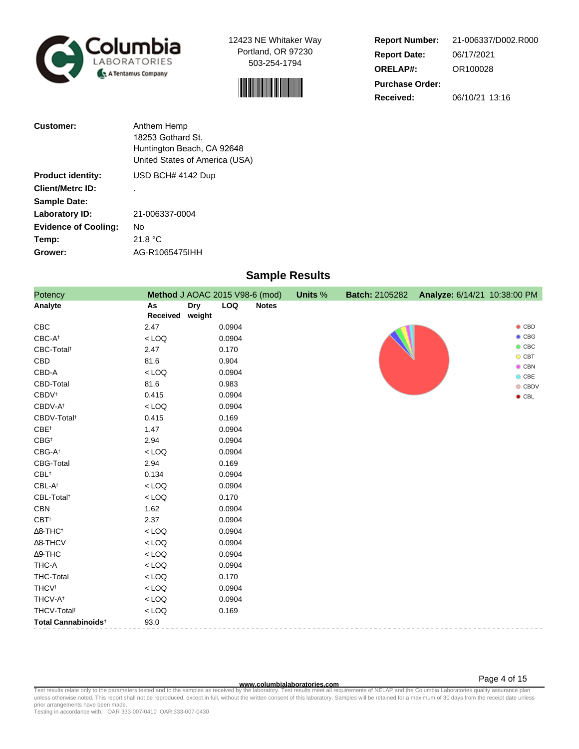Columbia LABORATORIES
A Tentamus Company

12423 NE Whitaker Way
Portland, OR 97230
503-254-1794

| | |
|---|---|
| **Report Number:** | 21-006337/D002.R000 |
| **Report Date:** | 06/17/2021 |
| **ORELAP#:** | OR100028 |
| **Purchase Order:** | |
| **Received:** | 06/10/21 13:16 |

| | |
|---|---|
| **Customer:** | Anthem Hemp<br>18253 Gothard St.<br>Huntington Beach, CA 92648<br>United States of America (USA) |
| **Product identity:** | USD BCH# 4142 Dup |
| **Client/Metrc ID:** | . |
| **Sample Date:** | |
| **Laboratory ID:** | 21-006337-0004 |
| **Evidence of Cooling:** | No |
| **Temp:** | 21.8 °C |
| **Grower:** | AG-R1065475IHH |

## Sample Results

**Potency** — **Method** J AOAC 2015 V98-6 (mod) — **Units** % — **Batch:** 2105282 — **Analyze:** 6/14/21 10:38:00 PM

| Analyte | As Received | Dry weight | LOQ | Notes |
|---|---|---|---|---|
| CBC | 2.47 | | 0.0904 | |
| CBC-A† | < LOQ | | 0.0904 | |
| CBC-Total† | 2.47 | | 0.170 | |
| CBD | 81.6 | | 0.904 | |
| CBD-A | < LOQ | | 0.0904 | |
| CBD-Total | 81.6 | | 0.983 | |
| CBDV† | 0.415 | | 0.0904 | |
| CBDV-A† | < LOQ | | 0.0904 | |
| CBDV-Total† | 0.415 | | 0.169 | |
| CBE† | 1.47 | | 0.0904 | |
| CBG† | 2.94 | | 0.0904 | |
| CBG-A† | < LOQ | | 0.0904 | |
| CBG-Total | 2.94 | | 0.169 | |
| CBL† | 0.134 | | 0.0904 | |
| CBL-A† | < LOQ | | 0.0904 | |
| CBL-Total† | < LOQ | | 0.170 | |
| CBN | 1.62 | | 0.0904 | |
| CBT† | 2.37 | | 0.0904 | |
| Δ8-THC† | < LOQ | | 0.0904 | |
| Δ8-THCV | < LOQ | | 0.0904 | |
| Δ9-THC | < LOQ | | 0.0904 | |
| THC-A | < LOQ | | 0.0904 | |
| THC-Total | < LOQ | | 0.170 | |
| THCV† | < LOQ | | 0.0904 | |
| THCV-A† | < LOQ | | 0.0904 | |
| THCV-Total† | < LOQ | | 0.169 | |
| **Total Cannabinoids†** | 93.0 | | | |

CBD, CBG, CBC, CBT, CBN, CBE, CBDV, CBL

www.columbialaboratories.com

Test results relate only to the parameters tested and to the samples as received by the laboratory. Test results meet all requirements of NELAP and the Columbia Laboratories quality assurance plan unless otherwise noted. This report shall not be reproduced, except in full, without the written consent of this laboratory. Samples will be retained for a maximum of 30 days from the receipt date unless prior arrangements have been made.
Testing in accordance with: OAR 333-007-0410 OAR 333-007-0430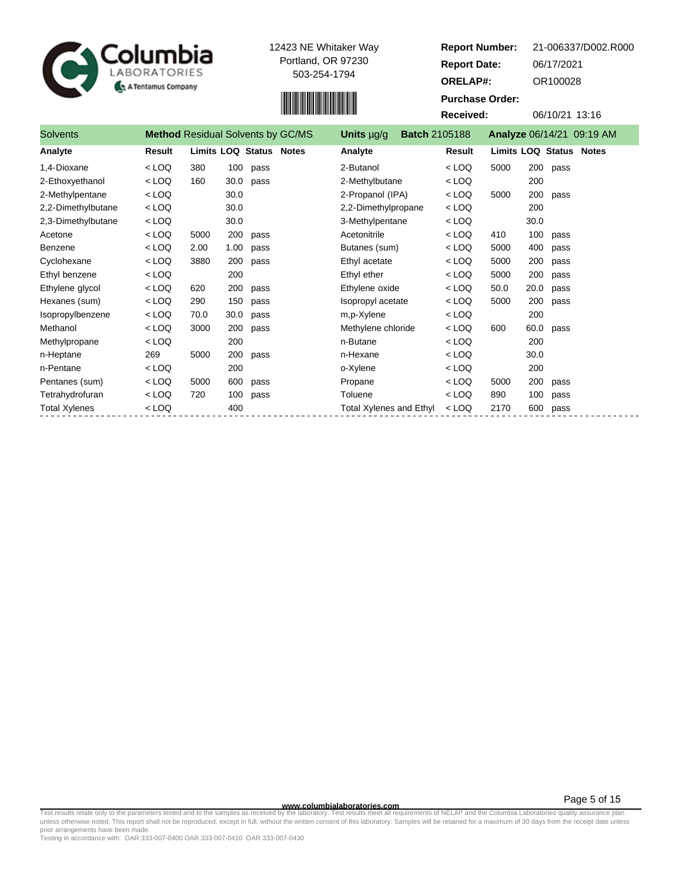Columbia LABORATORIES — A Tentamus Company

12423 NE Whitaker Way
Portland, OR 97230
503-254-1794

**Report Number:** 21-006337/D002.R000
**Report Date:** 06/17/2021
**ORELAP#:** OR100028
**Purchase Order:**
**Received:** 06/10/21 13:16

**Solvents** | **Method** Residual Solvents by GC/MS | **Units** µg/g | **Batch** 2105188 | **Analyze** 06/14/21 09:19 AM

| Analyte | Result | Limits | LOQ | Status | Notes | Analyte | Result | Limits | LOQ | Status | Notes |
|---|---|---|---|---|---|---|---|---|---|---|---|
| 1,4-Dioxane | < LOQ | 380 | 100 | pass | | 2-Butanol | < LOQ | 5000 | 200 | pass | |
| 2-Ethoxyethanol | < LOQ | 160 | 30.0 | pass | | 2-Methylbutane | < LOQ | | 200 | | |
| 2-Methylpentane | < LOQ | | 30.0 | | | 2-Propanol (IPA) | < LOQ | 5000 | 200 | pass | |
| 2,2-Dimethylbutane | < LOQ | | 30.0 | | | 2,2-Dimethylpropane | < LOQ | | 200 | | |
| 2,3-Dimethylbutane | < LOQ | | 30.0 | | | 3-Methylpentane | < LOQ | | 30.0 | | |
| Acetone | < LOQ | 5000 | 200 | pass | | Acetonitrile | < LOQ | 410 | 100 | pass | |
| Benzene | < LOQ | 2.00 | 1.00 | pass | | Butanes (sum) | < LOQ | 5000 | 400 | pass | |
| Cyclohexane | < LOQ | 3880 | 200 | pass | | Ethyl acetate | < LOQ | 5000 | 200 | pass | |
| Ethyl benzene | < LOQ | | 200 | | | Ethyl ether | < LOQ | 5000 | 200 | pass | |
| Ethylene glycol | < LOQ | 620 | 200 | pass | | Ethylene oxide | < LOQ | 50.0 | 20.0 | pass | |
| Hexanes (sum) | < LOQ | 290 | 150 | pass | | Isopropyl acetate | < LOQ | 5000 | 200 | pass | |
| Isopropylbenzene | < LOQ | 70.0 | 30.0 | pass | | m,p-Xylene | < LOQ | | 200 | | |
| Methanol | < LOQ | 3000 | 200 | pass | | Methylene chloride | < LOQ | 600 | 60.0 | pass | |
| Methylpropane | < LOQ | | 200 | | | n-Butane | < LOQ | | 200 | | |
| n-Heptane | 269 | 5000 | 200 | pass | | n-Hexane | < LOQ | | 30.0 | | |
| n-Pentane | < LOQ | | 200 | | | o-Xylene | < LOQ | | 200 | | |
| Pentanes (sum) | < LOQ | 5000 | 600 | pass | | Propane | < LOQ | 5000 | 200 | pass | |
| Tetrahydrofuran | < LOQ | 720 | 100 | pass | | Toluene | < LOQ | 890 | 100 | pass | |
| Total Xylenes | < LOQ | | 400 | | | Total Xylenes and Ethyl | < LOQ | 2170 | 600 | pass | |

www.columbialaboratories.com

Test results relate only to the parameters tested and to the samples as received by the laboratory. Test results meet all requirements of NELAP and the Columbia Laboratories quality assurance plan unless otherwise noted. This report shall not be reproduced, except in full, without the written consent of this laboratory. Samples will be retained for a maximum of 30 days from the receipt date unless prior arrangements have been made.
Testing in accordance with: OAR 333-007-0400 OAR 333-007-0410 OAR 333-007-0430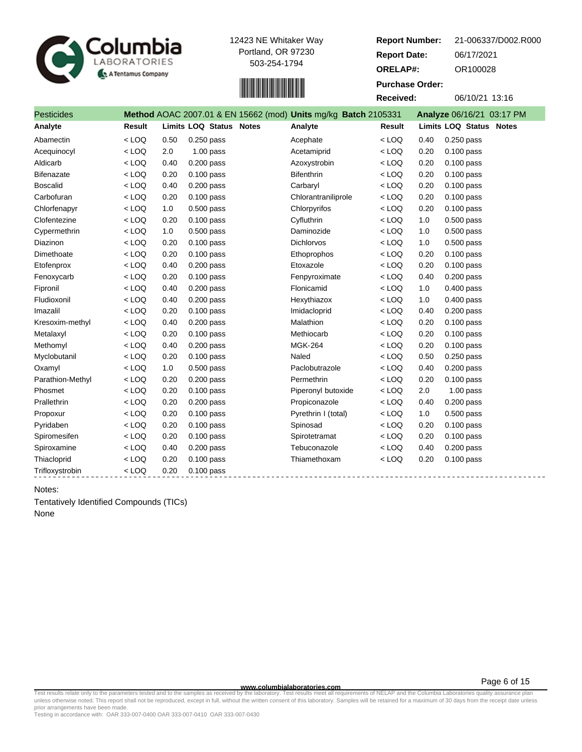Columbia LABORATORIES A Tentamus Company

12423 NE Whitaker Way
Portland, OR 97230
503-254-1794

**Report Number:** 21-006337/D002.R000
**Report Date:** 06/17/2021
**ORELAP#:** OR100028
**Purchase Order:**
**Received:** 06/10/21 13:16

## Pesticides

**Method** AOAC 2007.01 & EN 15662 (mod) **Units** mg/kg **Batch** 2105331 **Analyze** 06/16/21 03:17 PM

| Analyte | Result | Limits | LOQ | Status | Notes | Analyte | Result | Limits | LOQ | Status | Notes |
|---|---|---|---|---|---|---|---|---|---|---|---|
| Abamectin | < LOQ | 0.50 | 0.250 | pass | | Acephate | < LOQ | 0.40 | 0.250 | pass | |
| Acequinocyl | < LOQ | 2.0 | 1.00 | pass | | Acetamiprid | < LOQ | 0.20 | 0.100 | pass | |
| Aldicarb | < LOQ | 0.40 | 0.200 | pass | | Azoxystrobin | < LOQ | 0.20 | 0.100 | pass | |
| Bifenazate | < LOQ | 0.20 | 0.100 | pass | | Bifenthrin | < LOQ | 0.20 | 0.100 | pass | |
| Boscalid | < LOQ | 0.40 | 0.200 | pass | | Carbaryl | < LOQ | 0.20 | 0.100 | pass | |
| Carbofuran | < LOQ | 0.20 | 0.100 | pass | | Chlorantraniliprole | < LOQ | 0.20 | 0.100 | pass | |
| Chlorfenapyr | < LOQ | 1.0 | 0.500 | pass | | Chlorpyrifos | < LOQ | 0.20 | 0.100 | pass | |
| Clofentezine | < LOQ | 0.20 | 0.100 | pass | | Cyfluthrin | < LOQ | 1.0 | 0.500 | pass | |
| Cypermethrin | < LOQ | 1.0 | 0.500 | pass | | Daminozide | < LOQ | 1.0 | 0.500 | pass | |
| Diazinon | < LOQ | 0.20 | 0.100 | pass | | Dichlorvos | < LOQ | 1.0 | 0.500 | pass | |
| Dimethoate | < LOQ | 0.20 | 0.100 | pass | | Ethoprophos | < LOQ | 0.20 | 0.100 | pass | |
| Etofenprox | < LOQ | 0.40 | 0.200 | pass | | Etoxazole | < LOQ | 0.20 | 0.100 | pass | |
| Fenoxycarb | < LOQ | 0.20 | 0.100 | pass | | Fenpyroximate | < LOQ | 0.40 | 0.200 | pass | |
| Fipronil | < LOQ | 0.40 | 0.200 | pass | | Flonicamid | < LOQ | 1.0 | 0.400 | pass | |
| Fludioxonil | < LOQ | 0.40 | 0.200 | pass | | Hexythiazox | < LOQ | 1.0 | 0.400 | pass | |
| Imazalil | < LOQ | 0.20 | 0.100 | pass | | Imidacloprid | < LOQ | 0.40 | 0.200 | pass | |
| Kresoxim-methyl | < LOQ | 0.40 | 0.200 | pass | | Malathion | < LOQ | 0.20 | 0.100 | pass | |
| Metalaxyl | < LOQ | 0.20 | 0.100 | pass | | Methiocarb | < LOQ | 0.20 | 0.100 | pass | |
| Methomyl | < LOQ | 0.40 | 0.200 | pass | | MGK-264 | < LOQ | 0.20 | 0.100 | pass | |
| Myclobutanil | < LOQ | 0.20 | 0.100 | pass | | Naled | < LOQ | 0.50 | 0.250 | pass | |
| Oxamyl | < LOQ | 1.0 | 0.500 | pass | | Paclobutrazole | < LOQ | 0.40 | 0.200 | pass | |
| Parathion-Methyl | < LOQ | 0.20 | 0.200 | pass | | Permethrin | < LOQ | 0.20 | 0.100 | pass | |
| Phosmet | < LOQ | 0.20 | 0.100 | pass | | Piperonyl butoxide | < LOQ | 2.0 | 1.00 | pass | |
| Prallethrin | < LOQ | 0.20 | 0.200 | pass | | Propiconazole | < LOQ | 0.40 | 0.200 | pass | |
| Propoxur | < LOQ | 0.20 | 0.100 | pass | | Pyrethrin I (total) | < LOQ | 1.0 | 0.500 | pass | |
| Pyridaben | < LOQ | 0.20 | 0.100 | pass | | Spinosad | < LOQ | 0.20 | 0.100 | pass | |
| Spiromesifen | < LOQ | 0.20 | 0.100 | pass | | Spirotetramat | < LOQ | 0.20 | 0.100 | pass | |
| Spiroxamine | < LOQ | 0.40 | 0.200 | pass | | Tebuconazole | < LOQ | 0.40 | 0.200 | pass | |
| Thiacloprid | < LOQ | 0.20 | 0.100 | pass | | Thiamethoxam | < LOQ | 0.20 | 0.100 | pass | |
| Trifloxystrobin | < LOQ | 0.20 | 0.100 | pass | | | | | | | |

Notes:

Tentatively Identified Compounds (TICs)

None

www.columbialaboratories.com

Test results relate only to the parameters tested and to the samples as received by the laboratory. Test results meet all requirements of NELAP and the Columbia Laboratories quality assurance plan unless otherwise noted. This report shall not be reproduced, except in full, without the written consent of this laboratory. Samples will be retained for a maximum of 30 days from the receipt date unless prior arrangements have been made.
Testing in accordance with: OAR 333-007-0400 OAR 333-007-0410 OAR 333-007-0430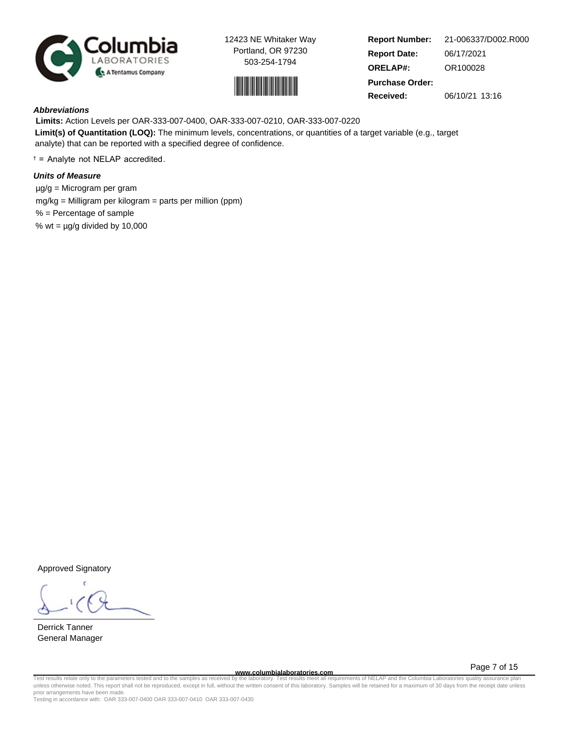Columbia LABORATORIES A Tentamus Company

12423 NE Whitaker Way
Portland, OR 97230
503-254-1794

**Report Number:** 21-006337/D002.R000
**Report Date:** 06/17/2021
**ORELAP#:** OR100028
**Purchase Order:**
**Received:** 06/10/21 13:16

### *Abbreviations*

**Limits:** Action Levels per OAR-333-007-0400, OAR-333-007-0210, OAR-333-007-0220

**Limit(s) of Quantitation (LOQ):** The minimum levels, concentrations, or quantities of a target variable (e.g., target analyte) that can be reported with a specified degree of confidence.

† = Analyte not NELAP accredited.

### *Units of Measure*

µg/g = Microgram per gram

mg/kg = Milligram per kilogram = parts per million (ppm)

% = Percentage of sample

% wt = µg/g divided by 10,000

Approved Signatory

Derrick Tanner
General Manager

www.columbialaboratories.com

Test results relate only to the parameters tested and to the samples as received by the laboratory. Test results meet all requirements of NELAP and the Columbia Laboratories quality assurance plan unless otherwise noted. This report shall not be reproduced, except in full, without the written consent of this laboratory. Samples will be retained for a maximum of 30 days from the receipt date unless prior arrangements have been made.
Testing in accordance with: OAR 333-007-0400 OAR 333-007-0410 OAR 333-007-0430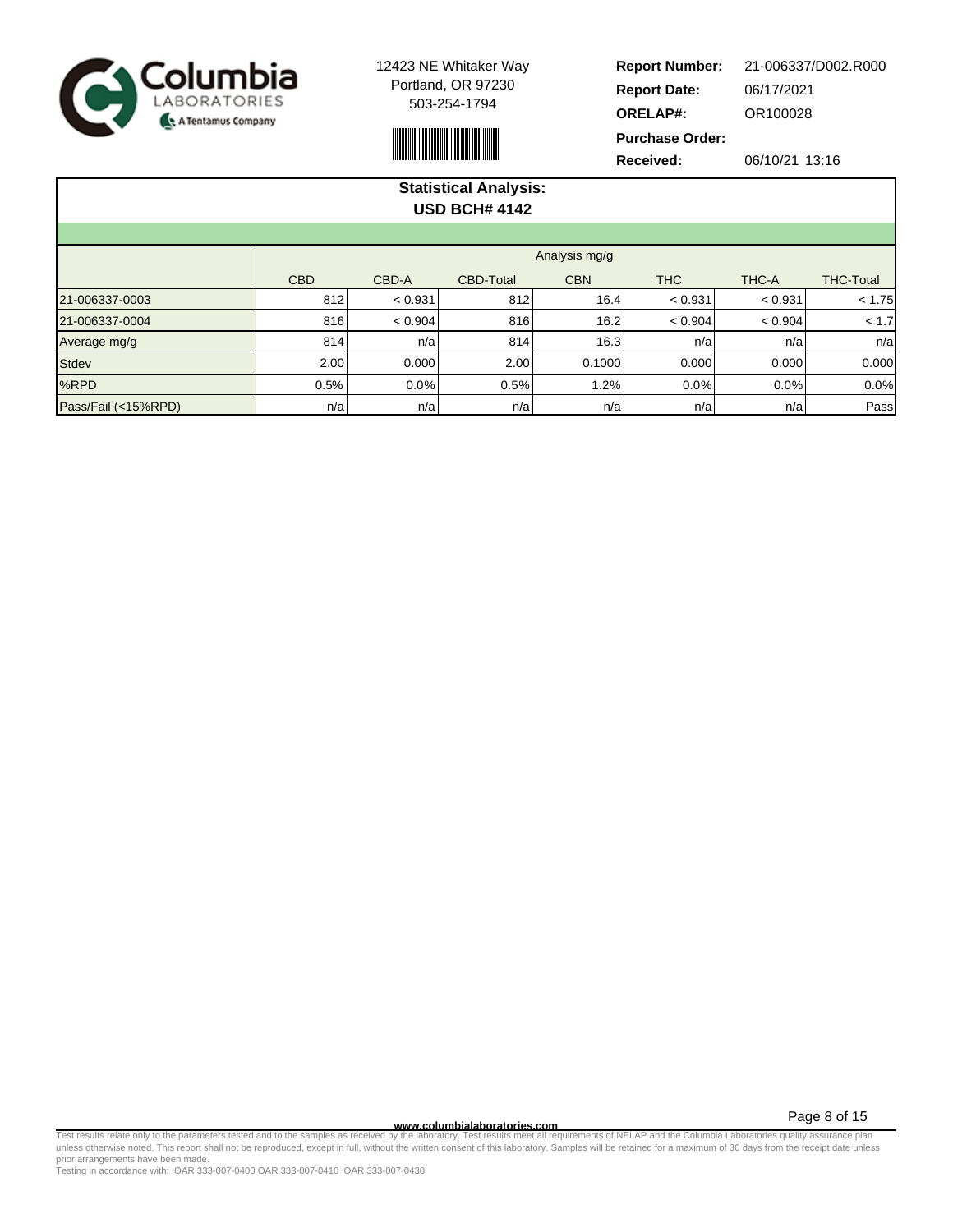Columbia LABORATORIES
A Tentamus Company

12423 NE Whitaker Way
Portland, OR 97230
503-254-1794

**Report Number:** 21-006337/D002.R000
**Report Date:** 06/17/2021
**ORELAP#:** OR100028
**Purchase Order:**
**Received:** 06/10/21 13:16

## Statistical Analysis: USD BCH# 4142

| | Analysis mg/g | | | | | | |
|---|---|---|---|---|---|---|---|
| | CBD | CBD-A | CBD-Total | CBN | THC | THC-A | THC-Total |
| 21-006337-0003 | 812 | < 0.931 | 812 | 16.4 | < 0.931 | < 0.931 | < 1.75 |
| 21-006337-0004 | 816 | < 0.904 | 816 | 16.2 | < 0.904 | < 0.904 | < 1.7 |
| Average mg/g | 814 | n/a | 814 | 16.3 | n/a | n/a | n/a |
| Stdev | 2.00 | 0.000 | 2.00 | 0.1000 | 0.000 | 0.000 | 0.000 |
| %RPD | 0.5% | 0.0% | 0.5% | 1.2% | 0.0% | 0.0% | 0.0% |
| Pass/Fail (<15%RPD) | n/a | n/a | n/a | n/a | n/a | n/a | Pass |

www.columbialaboratories.com

Test results relate only to the parameters tested and to the samples as received by the laboratory. Test results meet all requirements of NELAP and the Columbia Laboratories quality assurance plan unless otherwise noted. This report shall not be reproduced, except in full, without the written consent of this laboratory. Samples will be retained for a maximum of 30 days from the receipt date unless prior arrangements have been made.
Testing in accordance with: OAR 333-007-0400 OAR 333-007-0410 OAR 333-007-0430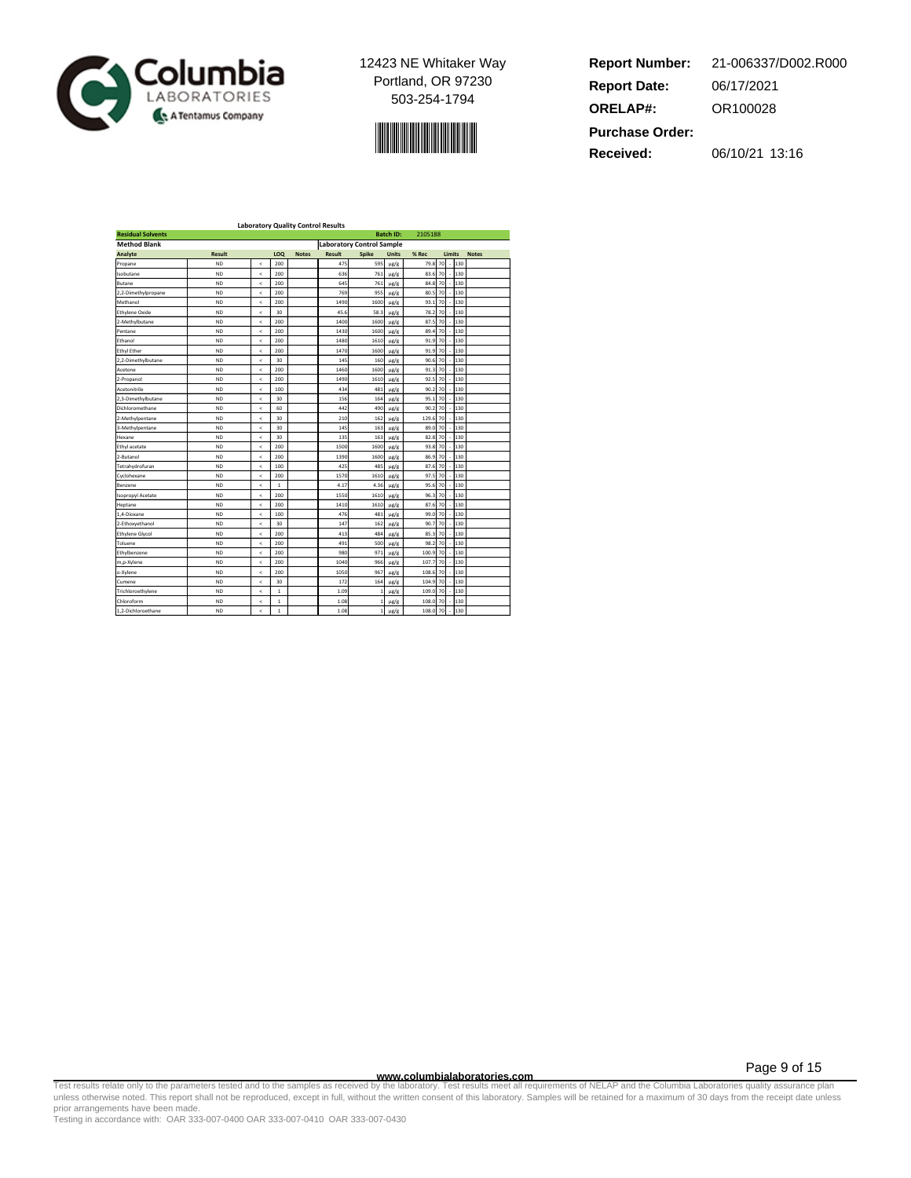Columbia LABORATORIES
A Tentamus Company

12423 NE Whitaker Way
Portland, OR 97230
503-254-1794

**Report Number:** 21-006337/D002.R000
**Report Date:** 06/17/2021
**ORELAP#:** OR100028
**Purchase Order:**
**Received:** 06/10/21 13:16

### Laboratory Quality Control Results

**Residual Solvents** — Batch ID: 2105188

| Method Blank | | | | | Laboratory Control Sample | | | | | | |
|---|---|---|---|---|---|---|---|---|---|---|---|
| Analyte | Result | | LOQ | Notes | Result | Spike | Units | % Rec | Limits | | Notes |
| Propane | ND | < | 200 | | 475 | 595 | µg/g | 79.8 | 70 - | 130 | |
| Isobutane | ND | < | 200 | | 636 | 761 | µg/g | 83.6 | 70 - | 130 | |
| Butane | ND | < | 200 | | 645 | 761 | µg/g | 84.8 | 70 - | 130 | |
| 2,2-Dimethylpropane | ND | < | 200 | | 769 | 955 | µg/g | 80.5 | 70 - | 130 | |
| Methanol | ND | < | 200 | | 1490 | 1600 | µg/g | 93.1 | 70 - | 130 | |
| Ethylene Oxide | ND | < | 30 | | 45.6 | 58.3 | µg/g | 78.2 | 70 - | 130 | |
| 2-Methylbutane | ND | < | 200 | | 1400 | 1600 | µg/g | 87.5 | 70 - | 130 | |
| Pentane | ND | < | 200 | | 1430 | 1600 | µg/g | 89.4 | 70 - | 130 | |
| Ethanol | ND | < | 200 | | 1480 | 1610 | µg/g | 91.9 | 70 - | 130 | |
| Ethyl Ether | ND | < | 200 | | 1470 | 1600 | µg/g | 91.9 | 70 - | 130 | |
| 2,2-Dimethylbutane | ND | < | 30 | | 145 | 160 | µg/g | 90.6 | 70 - | 130 | |
| Acetone | ND | < | 200 | | 1460 | 1600 | µg/g | 91.3 | 70 - | 130 | |
| 2-Propanol | ND | < | 200 | | 1490 | 1610 | µg/g | 92.5 | 70 - | 130 | |
| Acetonitrile | ND | < | 100 | | 434 | 481 | µg/g | 90.2 | 70 - | 130 | |
| 2,3-Dimethylbutane | ND | < | 30 | | 156 | 164 | µg/g | 95.1 | 70 - | 130 | |
| Dichloromethane | ND | < | 60 | | 442 | 490 | µg/g | 90.2 | 70 - | 130 | |
| 2-Methylpentane | ND | < | 30 | | 210 | 162 | µg/g | 129.6 | 70 - | 130 | |
| 3-Methylpentane | ND | < | 30 | | 145 | 163 | µg/g | 89.0 | 70 - | 130 | |
| Hexane | ND | < | 30 | | 135 | 163 | µg/g | 82.8 | 70 - | 130 | |
| Ethyl acetate | ND | < | 200 | | 1500 | 1600 | µg/g | 93.8 | 70 - | 130 | |
| 2-Butanol | ND | < | 200 | | 1390 | 1600 | µg/g | 86.9 | 70 - | 130 | |
| Tetrahydrofuran | ND | < | 100 | | 425 | 485 | µg/g | 87.6 | 70 - | 130 | |
| Cyclohexane | ND | < | 200 | | 1570 | 1610 | µg/g | 97.5 | 70 - | 130 | |
| Benzene | ND | < | 1 | | 4.17 | 4.36 | µg/g | 95.6 | 70 - | 130 | |
| Isopropyl Acetate | ND | < | 200 | | 1550 | 1610 | µg/g | 96.3 | 70 - | 130 | |
| Heptane | ND | < | 200 | | 1410 | 1610 | µg/g | 87.6 | 70 - | 130 | |
| 1,4-Dioxane | ND | < | 100 | | 476 | 481 | µg/g | 99.0 | 70 - | 130 | |
| 2-Ethoxyethanol | ND | < | 30 | | 147 | 162 | µg/g | 90.7 | 70 - | 130 | |
| Ethylene Glycol | ND | < | 200 | | 413 | 484 | µg/g | 85.3 | 70 - | 130 | |
| Toluene | ND | < | 200 | | 491 | 500 | µg/g | 98.2 | 70 - | 130 | |
| Ethylbenzene | ND | < | 200 | | 980 | 971 | µg/g | 100.9 | 70 - | 130 | |
| m,p-Xylene | ND | < | 200 | | 1040 | 966 | µg/g | 107.7 | 70 - | 130 | |
| o-Xylene | ND | < | 200 | | 1050 | 967 | µg/g | 108.6 | 70 - | 130 | |
| Cumene | ND | < | 30 | | 172 | 164 | µg/g | 104.9 | 70 - | 130 | |
| Trichloroethylene | ND | < | 1 | | 1.09 | 1 | µg/g | 109.0 | 70 - | 130 | |
| Chloroform | ND | < | 1 | | 1.08 | 1 | µg/g | 108.0 | 70 - | 130 | |
| 1,2-Dichloroethane | ND | < | 1 | | 1.08 | 1 | µg/g | 108.0 | 70 - | 130 | |

www.columbialaboratories.com

Test results relate only to the parameters tested and to the samples as received by the laboratory. Test results meet all requirements of NELAP and the Columbia Laboratories quality assurance plan unless otherwise noted. This report shall not be reproduced, except in full, without the written consent of this laboratory. Samples will be retained for a maximum of 30 days from the receipt date unless prior arrangements have been made.
Testing in accordance with: OAR 333-007-0400 OAR 333-007-0410 OAR 333-007-0430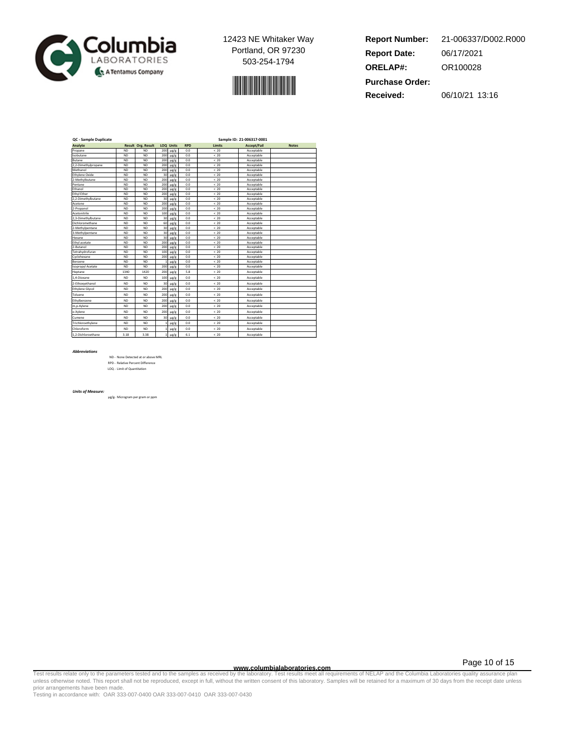12423 NE Whitaker Way
Portland, OR 97230
503-254-1794

**Report Number:** 21-006337/D002.R000
**Report Date:** 06/17/2021
**ORELAP#:** OR100028
**Purchase Order:**
**Received:** 06/10/21 13:16

**QC - Sample Duplicate** — Sample ID: 21-006317-0001

| Analyte | Result | Org. Result | LOQ | Units | RPD | Limits | Accept/Fail | Notes |
|---|---|---|---|---|---|---|---|---|
| Propane | ND | ND | 200 | µg/g | 0.0 | < 20 | Acceptable | |
| Isobutane | ND | ND | 200 | µg/g | 0.0 | < 20 | Acceptable | |
| Butane | ND | ND | 200 | µg/g | 0.0 | < 20 | Acceptable | |
| 2,2-Dimethylpropane | ND | ND | 200 | µg/g | 0.0 | < 20 | Acceptable | |
| Methanol | ND | ND | 200 | µg/g | 0.0 | < 20 | Acceptable | |
| Ethylene Oxide | ND | ND | 30 | µg/g | 0.0 | < 20 | Acceptable | |
| 2-Methylbutane | ND | ND | 200 | µg/g | 0.0 | < 20 | Acceptable | |
| Pentane | ND | ND | 200 | µg/g | 0.0 | < 20 | Acceptable | |
| Ethanol | ND | ND | 200 | µg/g | 0.0 | < 20 | Acceptable | |
| Ethyl Ether | ND | ND | 200 | µg/g | 0.0 | < 20 | Acceptable | |
| 2,2-Dimethylbutane | ND | ND | 30 | µg/g | 0.0 | < 20 | Acceptable | |
| Acetone | ND | ND | 200 | µg/g | 0.0 | < 20 | Acceptable | |
| 2-Propanol | ND | ND | 200 | µg/g | 0.0 | < 20 | Acceptable | |
| Acetonitrile | ND | ND | 100 | µg/g | 0.0 | < 20 | Acceptable | |
| 2,3-Dimethylbutane | ND | ND | 30 | µg/g | 0.0 | < 20 | Acceptable | |
| Dichloromethane | ND | ND | 60 | µg/g | 0.0 | < 20 | Acceptable | |
| 2-Methylpentane | ND | ND | 30 | µg/g | 0.0 | < 20 | Acceptable | |
| 3-Methylpentane | ND | ND | 30 | µg/g | 0.0 | < 20 | Acceptable | |
| Hexane | ND | ND | 30 | µg/g | 0.0 | < 20 | Acceptable | |
| Ethyl acetate | ND | ND | 200 | µg/g | 0.0 | < 20 | Acceptable | |
| 2-Butanol | ND | ND | 200 | µg/g | 0.0 | < 20 | Acceptable | |
| Tetrahydrofuran | ND | ND | 100 | µg/g | 0.0 | < 20 | Acceptable | |
| Cyclohexane | ND | ND | 200 | µg/g | 0.0 | < 20 | Acceptable | |
| Benzene | ND | ND | 1 | µg/g | 0.0 | < 20 | Acceptable | |
| Isopropyl Acetate | ND | ND | 200 | µg/g | 0.0 | < 20 | Acceptable | |
| Heptane | 1340 | 1420 | 200 | µg/g | 5.8 | < 20 | Acceptable | |
| 1,4-Dioxane | ND | ND | 100 | µg/g | 0.0 | < 20 | Acceptable | |
| 2-Ethoxyethanol | ND | ND | 30 | µg/g | 0.0 | < 20 | Acceptable | |
| Ethylene Glycol | ND | ND | 200 | µg/g | 0.0 | < 20 | Acceptable | |
| Toluene | ND | ND | 200 | µg/g | 0.0 | < 20 | Acceptable | |
| Ethylbenzene | ND | ND | 200 | µg/g | 0.0 | < 20 | Acceptable | |
| m,p-Xylene | ND | ND | 200 | µg/g | 0.0 | < 20 | Acceptable | |
| o-Xylene | ND | ND | 200 | µg/g | 0.0 | < 20 | Acceptable | |
| Cumene | ND | ND | 30 | µg/g | 0.0 | < 20 | Acceptable | |
| Trichloroethylene | ND | ND | 1 | µg/g | 0.0 | < 20 | Acceptable | |
| Chloroform | ND | ND | 1 | µg/g | 0.0 | < 20 | Acceptable | |
| 1,2-Dichloroethane | 3.18 | 3.38 | 1 | µg/g | 6.1 | < 20 | Acceptable | |

***Abbreviations***

ND - None Detected at or above MRL
RPD - Relative Percent Difference
LOQ - Limit of Quantitation

***Units of Measure:***

µg/g- Microgram per gram or ppm

www.columbialaboratories.com

Test results relate only to the parameters tested and to the samples as received by the laboratory. Test results meet all requirements of NELAP and the Columbia Laboratories quality assurance plan unless otherwise noted. This report shall not be reproduced, except in full, without the written consent of this laboratory. Samples will be retained for a maximum of 30 days from the receipt date unless prior arrangements have been made.
Testing in accordance with: OAR 333-007-0400 OAR 333-007-0410 OAR 333-007-0430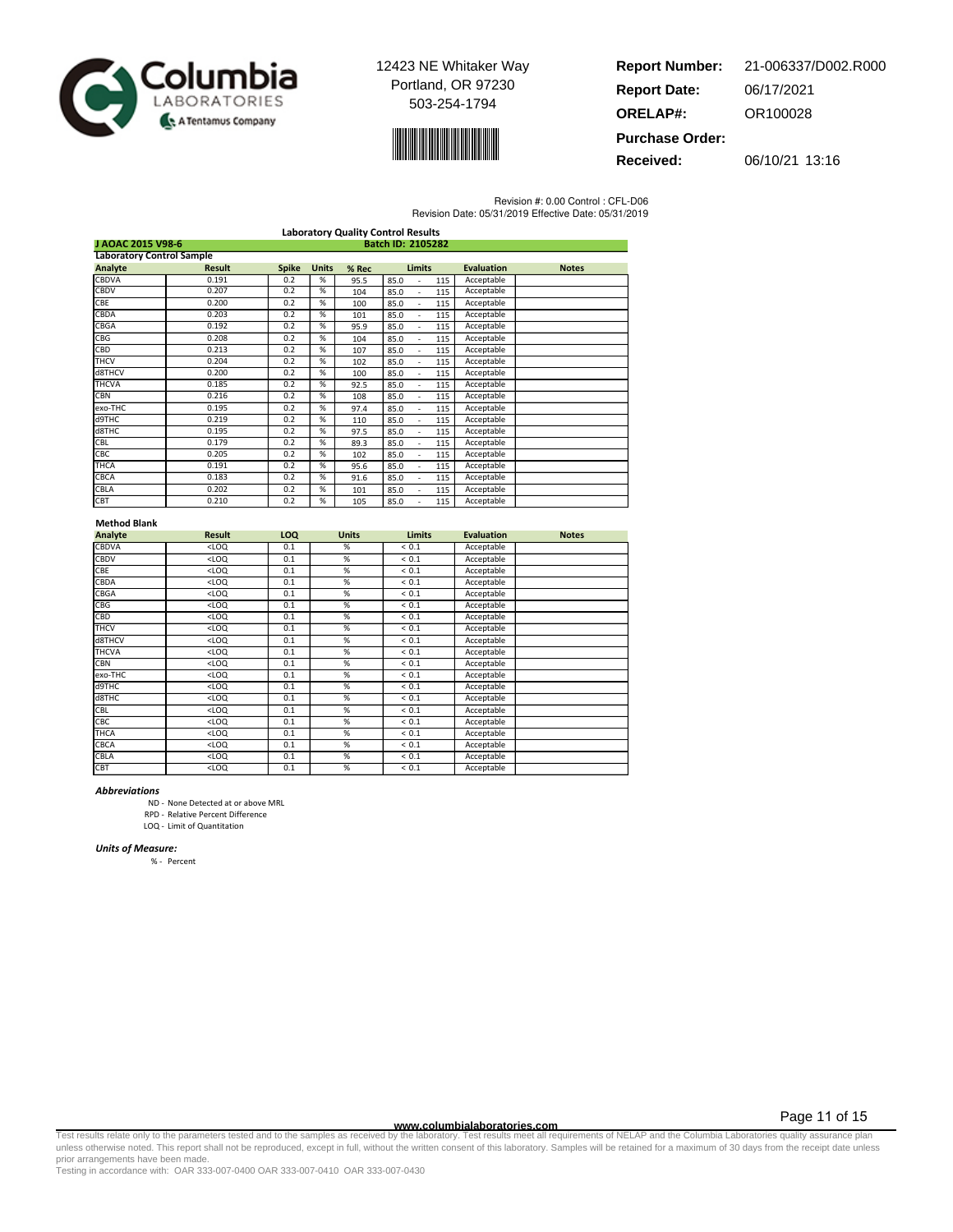Columbia Laboratories — A Tentamus Company

12423 NE Whitaker Way
Portland, OR 97230
503-254-1794

**Report Number:** 21-006337/D002.R000
**Report Date:** 06/17/2021
**ORELAP#:** OR100028
**Purchase Order:**
**Received:** 06/10/21 13:16

Revision #: 0.00 Control : CFL-D06
Revision Date: 05/31/2019 Effective Date: 05/31/2019

## Laboratory Quality Control Results

**J AOAC 2015 V98-6** — **Batch ID: 2105282**

### Laboratory Control Sample

| Analyte | Result | Spike | Units | % Rec | Limits | Evaluation | Notes |
|---|---|---|---|---|---|---|---|
| CBDVA | 0.191 | 0.2 | % | 95.5 | 85.0 - 115 | Acceptable | |
| CBDV | 0.207 | 0.2 | % | 104 | 85.0 - 115 | Acceptable | |
| CBE | 0.200 | 0.2 | % | 100 | 85.0 - 115 | Acceptable | |
| CBDA | 0.203 | 0.2 | % | 101 | 85.0 - 115 | Acceptable | |
| CBGA | 0.192 | 0.2 | % | 95.9 | 85.0 - 115 | Acceptable | |
| CBG | 0.208 | 0.2 | % | 104 | 85.0 - 115 | Acceptable | |
| CBD | 0.213 | 0.2 | % | 107 | 85.0 - 115 | Acceptable | |
| THCV | 0.204 | 0.2 | % | 102 | 85.0 - 115 | Acceptable | |
| d8THCV | 0.200 | 0.2 | % | 100 | 85.0 - 115 | Acceptable | |
| THCVA | 0.185 | 0.2 | % | 92.5 | 85.0 - 115 | Acceptable | |
| CBN | 0.216 | 0.2 | % | 108 | 85.0 - 115 | Acceptable | |
| exo-THC | 0.195 | 0.2 | % | 97.4 | 85.0 - 115 | Acceptable | |
| d9THC | 0.219 | 0.2 | % | 110 | 85.0 - 115 | Acceptable | |
| d8THC | 0.195 | 0.2 | % | 97.5 | 85.0 - 115 | Acceptable | |
| CBL | 0.179 | 0.2 | % | 89.3 | 85.0 - 115 | Acceptable | |
| CBC | 0.205 | 0.2 | % | 102 | 85.0 - 115 | Acceptable | |
| THCA | 0.191 | 0.2 | % | 95.6 | 85.0 - 115 | Acceptable | |
| CBCA | 0.183 | 0.2 | % | 91.6 | 85.0 - 115 | Acceptable | |
| CBLA | 0.202 | 0.2 | % | 101 | 85.0 - 115 | Acceptable | |
| CBT | 0.210 | 0.2 | % | 105 | 85.0 - 115 | Acceptable | |

### Method Blank

| Analyte | Result | LOQ | Units | Limits | Evaluation | Notes |
|---|---|---|---|---|---|---|
| CBDVA | <LOQ | 0.1 | % | < 0.1 | Acceptable | |
| CBDV | <LOQ | 0.1 | % | < 0.1 | Acceptable | |
| CBE | <LOQ | 0.1 | % | < 0.1 | Acceptable | |
| CBDA | <LOQ | 0.1 | % | < 0.1 | Acceptable | |
| CBGA | <LOQ | 0.1 | % | < 0.1 | Acceptable | |
| CBG | <LOQ | 0.1 | % | < 0.1 | Acceptable | |
| CBD | <LOQ | 0.1 | % | < 0.1 | Acceptable | |
| THCV | <LOQ | 0.1 | % | < 0.1 | Acceptable | |
| d8THCV | <LOQ | 0.1 | % | < 0.1 | Acceptable | |
| THCVA | <LOQ | 0.1 | % | < 0.1 | Acceptable | |
| CBN | <LOQ | 0.1 | % | < 0.1 | Acceptable | |
| exo-THC | <LOQ | 0.1 | % | < 0.1 | Acceptable | |
| d9THC | <LOQ | 0.1 | % | < 0.1 | Acceptable | |
| d8THC | <LOQ | 0.1 | % | < 0.1 | Acceptable | |
| CBL | <LOQ | 0.1 | % | < 0.1 | Acceptable | |
| CBC | <LOQ | 0.1 | % | < 0.1 | Acceptable | |
| THCA | <LOQ | 0.1 | % | < 0.1 | Acceptable | |
| CBCA | <LOQ | 0.1 | % | < 0.1 | Acceptable | |
| CBLA | <LOQ | 0.1 | % | < 0.1 | Acceptable | |
| CBT | <LOQ | 0.1 | % | < 0.1 | Acceptable | |

***Abbreviations***

ND - None Detected at or above MRL
RPD - Relative Percent Difference
LOQ - Limit of Quantitation

***Units of Measure:***

% - Percent

www.columbialaboratories.com

Test results relate only to the parameters tested and to the samples as received by the laboratory. Test results meet all requirements of NELAP and the Columbia Laboratories quality assurance plan unless otherwise noted. This report shall not be reproduced, except in full, without the written consent of this laboratory. Samples will be retained for a maximum of 30 days from the receipt date unless prior arrangements have been made.
Testing in accordance with: OAR 333-007-0400 OAR 333-007-0410 OAR 333-007-0430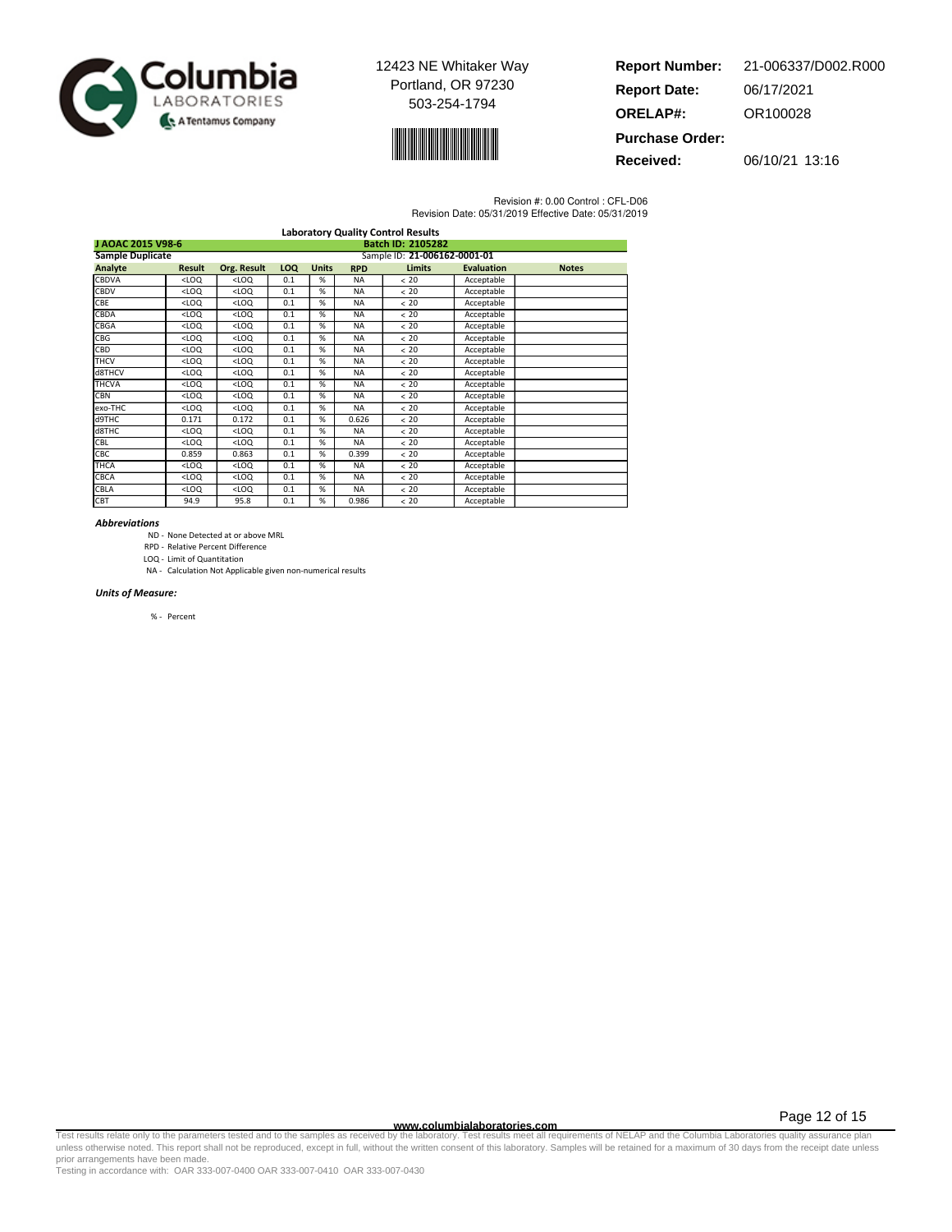12423 NE Whitaker Way
Portland, OR 97230
503-254-1794

**Report Number:** 21-006337/D002.R000
**Report Date:** 06/17/2021
**ORELAP#:** OR100028
**Purchase Order:**
**Received:** 06/10/21 13:16

Revision #: 0.00 Control : CFL-D06
Revision Date: 05/31/2019 Effective Date: 05/31/2019

## Laboratory Quality Control Results

**J AOAC 2015 V98-6** — **Batch ID: 2105282**

**Sample Duplicate** — Sample ID: **21-006162-0001-01**

| Analyte | Result | Org. Result | LOQ | Units | RPD | Limits | Evaluation | Notes |
|---|---|---|---|---|---|---|---|---|
| CBDVA | <LOQ | <LOQ | 0.1 | % | NA | < 20 | Acceptable | |
| CBDV | <LOQ | <LOQ | 0.1 | % | NA | < 20 | Acceptable | |
| CBE | <LOQ | <LOQ | 0.1 | % | NA | < 20 | Acceptable | |
| CBDA | <LOQ | <LOQ | 0.1 | % | NA | < 20 | Acceptable | |
| CBGA | <LOQ | <LOQ | 0.1 | % | NA | < 20 | Acceptable | |
| CBG | <LOQ | <LOQ | 0.1 | % | NA | < 20 | Acceptable | |
| CBD | <LOQ | <LOQ | 0.1 | % | NA | < 20 | Acceptable | |
| THCV | <LOQ | <LOQ | 0.1 | % | NA | < 20 | Acceptable | |
| d8THCV | <LOQ | <LOQ | 0.1 | % | NA | < 20 | Acceptable | |
| THCVA | <LOQ | <LOQ | 0.1 | % | NA | < 20 | Acceptable | |
| CBN | <LOQ | <LOQ | 0.1 | % | NA | < 20 | Acceptable | |
| exo-THC | <LOQ | <LOQ | 0.1 | % | NA | < 20 | Acceptable | |
| d9THC | 0.171 | 0.172 | 0.1 | % | 0.626 | < 20 | Acceptable | |
| d8THC | <LOQ | <LOQ | 0.1 | % | NA | < 20 | Acceptable | |
| CBL | <LOQ | <LOQ | 0.1 | % | NA | < 20 | Acceptable | |
| CBC | 0.859 | 0.863 | 0.1 | % | 0.399 | < 20 | Acceptable | |
| THCA | <LOQ | <LOQ | 0.1 | % | NA | < 20 | Acceptable | |
| CBCA | <LOQ | <LOQ | 0.1 | % | NA | < 20 | Acceptable | |
| CBLA | <LOQ | <LOQ | 0.1 | % | NA | < 20 | Acceptable | |
| CBT | 94.9 | 95.8 | 0.1 | % | 0.986 | < 20 | Acceptable | |

***Abbreviations***

ND - None Detected at or above MRL
RPD - Relative Percent Difference
LOQ - Limit of Quantitation
NA - Calculation Not Applicable given non-numerical results

***Units of Measure:***

% - Percent

www.columbialaboratories.com

Test results relate only to the parameters tested and to the samples as received by the laboratory. Test results meet all requirements of NELAP and the Columbia Laboratories quality assurance plan unless otherwise noted. This report shall not be reproduced, except in full, without the written consent of this laboratory. Samples will be retained for a maximum of 30 days from the receipt date unless prior arrangements have been made.
Testing in accordance with: OAR 333-007-0400 OAR 333-007-0410 OAR 333-007-0430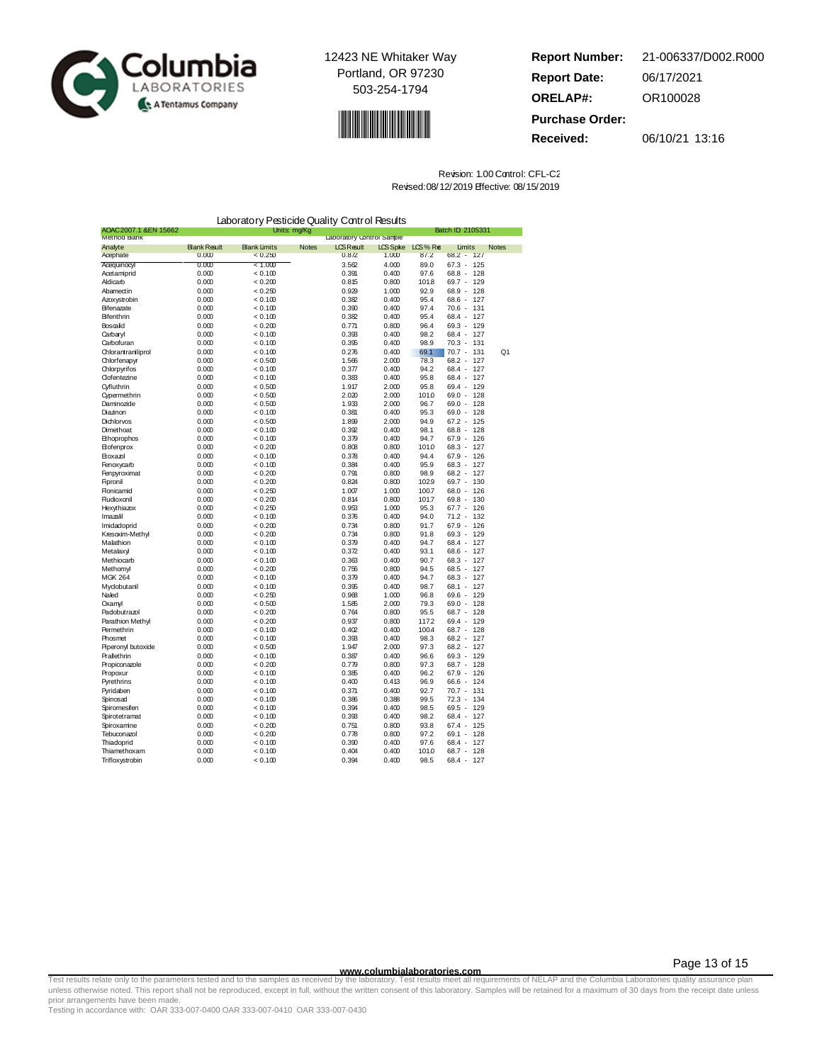12423 NE Whitaker Way
Portland, OR 97230
503-254-1794

**Report Number:** 21-006337/D002.R000
**Report Date:** 06/17/2021
**ORELAP#:** OR100028
**Purchase Order:**
**Received:** 06/10/21 13:16

Revision: 1.00 Control: CFL-C2
Revised: 08/12/2019 Effective: 08/15/2019

## Laboratory Pesticide Quality Control Results

AOAC 2007.1 &EN 15662 — Units: mg/Kg — Batch ID: 2105331

| Method Blank | | | | Laboratory Control Sample | | | | |
|---|---|---|---|---|---|---|---|---|
| Analyte | Blank Result | Blank Limits | Notes | LCS Result | LCS Spike | LCS % Rec | Limits | Notes |
| Acephate | 0.000 | < 0.250 | | 0.872 | 1.000 | 87.2 | 68.2 - 127 | |
| Acequinocyl | 0.000 | < 1.000 | | 3.562 | 4.000 | 89.0 | 67.3 - 125 | |
| Acetamiprid | 0.000 | < 0.100 | | 0.391 | 0.400 | 97.6 | 68.8 - 128 | |
| Aldicarb | 0.000 | < 0.200 | | 0.815 | 0.800 | 101.8 | 69.7 - 129 | |
| Abamectin | 0.000 | < 0.250 | | 0.929 | 1.000 | 92.9 | 68.9 - 128 | |
| Azoxystrobin | 0.000 | < 0.100 | | 0.382 | 0.400 | 95.4 | 68.6 - 127 | |
| Bifenazate | 0.000 | < 0.100 | | 0.390 | 0.400 | 97.4 | 70.6 - 131 | |
| Bifenthrin | 0.000 | < 0.100 | | 0.382 | 0.400 | 95.4 | 68.4 - 127 | |
| Boscalid | 0.000 | < 0.200 | | 0.771 | 0.800 | 96.4 | 69.3 - 129 | |
| Carbaryl | 0.000 | < 0.100 | | 0.393 | 0.400 | 98.2 | 68.4 - 127 | |
| Carbofuran | 0.000 | < 0.100 | | 0.395 | 0.400 | 98.9 | 70.3 - 131 | |
| Chlorantraniliprol | 0.000 | < 0.100 | | 0.276 | 0.400 | 69.1 | 70.7 - 131 | Q1 |
| Chlorfenapyr | 0.000 | < 0.500 | | 1.566 | 2.000 | 78.3 | 68.2 - 127 | |
| Chlorpyrifos | 0.000 | < 0.100 | | 0.377 | 0.400 | 94.2 | 68.4 - 127 | |
| Clofentezine | 0.000 | < 0.100 | | 0.383 | 0.400 | 95.8 | 68.4 - 127 | |
| Cyfluthrin | 0.000 | < 0.500 | | 1.917 | 2.000 | 95.8 | 69.4 - 129 | |
| Cypermethrin | 0.000 | < 0.500 | | 2.020 | 2.000 | 101.0 | 69.0 - 128 | |
| Daminozide | 0.000 | < 0.500 | | 1.933 | 2.000 | 96.7 | 69.0 - 128 | |
| Diazinon | 0.000 | < 0.100 | | 0.381 | 0.400 | 95.3 | 69.0 - 128 | |
| Dichlorvos | 0.000 | < 0.500 | | 1.899 | 2.000 | 94.9 | 67.2 - 125 | |
| Dimethoat | 0.000 | < 0.100 | | 0.392 | 0.400 | 98.1 | 68.8 - 128 | |
| Ethoprophos | 0.000 | < 0.100 | | 0.379 | 0.400 | 94.7 | 67.9 - 126 | |
| Etofenprox | 0.000 | < 0.200 | | 0.808 | 0.800 | 101.0 | 68.3 - 127 | |
| Etoxazol | 0.000 | < 0.100 | | 0.378 | 0.400 | 94.4 | 67.9 - 126 | |
| Fenoxycarb | 0.000 | < 0.100 | | 0.384 | 0.400 | 95.9 | 68.3 - 127 | |
| Fenpyroximat | 0.000 | < 0.200 | | 0.791 | 0.800 | 98.9 | 68.2 - 127 | |
| Fipronil | 0.000 | < 0.200 | | 0.824 | 0.800 | 102.9 | 69.7 - 130 | |
| Flonicamid | 0.000 | < 0.250 | | 1.007 | 1.000 | 100.7 | 68.0 - 126 | |
| Fludioxonil | 0.000 | < 0.200 | | 0.814 | 0.800 | 101.7 | 69.8 - 130 | |
| Hexythiazox | 0.000 | < 0.250 | | 0.953 | 1.000 | 95.3 | 67.7 - 126 | |
| Imazalil | 0.000 | < 0.100 | | 0.376 | 0.400 | 94.0 | 71.2 - 132 | |
| Imidacloprid | 0.000 | < 0.200 | | 0.734 | 0.800 | 91.7 | 67.9 - 126 | |
| Kresoxim-Methyl | 0.000 | < 0.200 | | 0.734 | 0.800 | 91.8 | 69.3 - 129 | |
| Malathion | 0.000 | < 0.100 | | 0.379 | 0.400 | 94.7 | 68.4 - 127 | |
| Metalaxyl | 0.000 | < 0.100 | | 0.372 | 0.400 | 93.1 | 68.6 - 127 | |
| Methiocarb | 0.000 | < 0.100 | | 0.363 | 0.400 | 90.7 | 68.3 - 127 | |
| Methomyl | 0.000 | < 0.200 | | 0.756 | 0.800 | 94.5 | 68.5 - 127 | |
| MGK 264 | 0.000 | < 0.100 | | 0.379 | 0.400 | 94.7 | 68.3 - 127 | |
| Myclobutanil | 0.000 | < 0.100 | | 0.395 | 0.400 | 98.7 | 68.1 - 127 | |
| Naled | 0.000 | < 0.250 | | 0.968 | 1.000 | 96.8 | 69.6 - 129 | |
| Oxamyl | 0.000 | < 0.500 | | 1.585 | 2.000 | 79.3 | 69.0 - 128 | |
| Paclobutrazol | 0.000 | < 0.200 | | 0.764 | 0.800 | 95.5 | 68.7 - 128 | |
| Parathion Methyl | 0.000 | < 0.200 | | 0.937 | 0.800 | 117.2 | 69.4 - 129 | |
| Permethrin | 0.000 | < 0.100 | | 0.402 | 0.400 | 100.4 | 68.7 - 128 | |
| Phosmet | 0.000 | < 0.100 | | 0.393 | 0.400 | 98.3 | 68.2 - 127 | |
| Piperonyl butoxide | 0.000 | < 0.500 | | 1.947 | 2.000 | 97.3 | 68.2 - 127 | |
| Prallethrin | 0.000 | < 0.100 | | 0.387 | 0.400 | 96.6 | 69.3 - 129 | |
| Propiconazole | 0.000 | < 0.200 | | 0.779 | 0.800 | 97.3 | 68.7 - 128 | |
| Propoxur | 0.000 | < 0.100 | | 0.385 | 0.400 | 96.2 | 67.9 - 126 | |
| Pyrethrins | 0.000 | < 0.100 | | 0.400 | 0.413 | 96.9 | 66.6 - 124 | |
| Pyridaben | 0.000 | < 0.100 | | 0.371 | 0.400 | 92.7 | 70.7 - 131 | |
| Spinosad | 0.000 | < 0.100 | | 0.386 | 0.388 | 99.5 | 72.3 - 134 | |
| Spiromesifen | 0.000 | < 0.100 | | 0.394 | 0.400 | 98.5 | 69.5 - 129 | |
| Spirotetramat | 0.000 | < 0.100 | | 0.393 | 0.400 | 98.2 | 68.4 - 127 | |
| Spiroxamine | 0.000 | < 0.200 | | 0.751 | 0.800 | 93.8 | 67.4 - 125 | |
| Tebuconazol | 0.000 | < 0.200 | | 0.778 | 0.800 | 97.2 | 69.1 - 128 | |
| Thiacloprid | 0.000 | < 0.100 | | 0.390 | 0.400 | 97.6 | 68.4 - 127 | |
| Thiamethoxam | 0.000 | < 0.100 | | 0.404 | 0.400 | 101.0 | 68.7 - 128 | |
| Trifloxystrobin | 0.000 | < 0.100 | | 0.394 | 0.400 | 98.5 | 68.4 - 127 | |

www.columbialaboratories.com

Test results relate only to the parameters tested and to the samples as received by the laboratory. Test results meet all requirements of NELAP and the Columbia Laboratories quality assurance plan unless otherwise noted. This report shall not be reproduced, except in full, without the written consent of this laboratory. Samples will be retained for a maximum of 30 days from the receipt date unless prior arrangements have been made.
Testing in accordance with: OAR 333-007-0400 OAR 333-007-0410 OAR 333-007-0430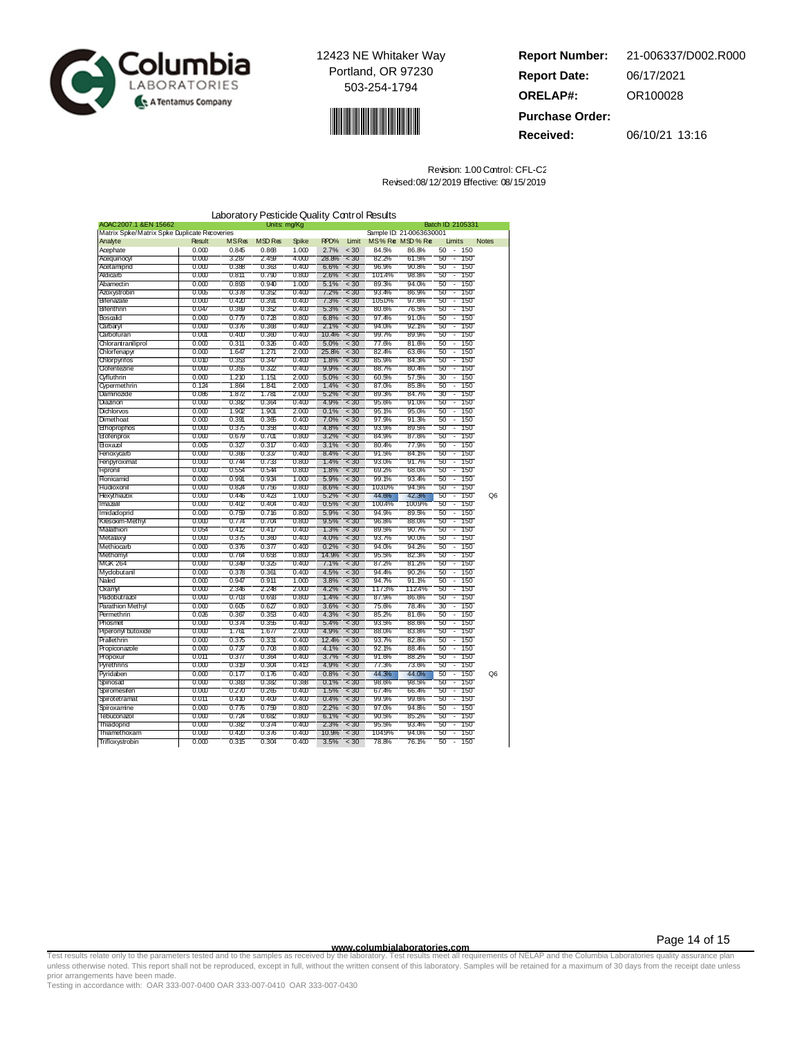Columbia LABORATORIES
A Tentamus Company

12423 NE Whitaker Way
Portland, OR 97230
503-254-1794

| | |
|---|---|
| **Report Number:** | 21-006337/D002.R000 |
| **Report Date:** | 06/17/2021 |
| **ORELAP#:** | OR100028 |
| **Purchase Order:** | |
| **Received:** | 06/10/21 13:16 |

Revision: 1.00 Control: CFL-C2
Revised: 08/12/2019 Effective: 08/15/2019

## Laboratory Pesticide Quality Control Results

| AOAC 2007.1 & EN 15662 | | | Units: mg/Kg | | | | | | Batch ID: 2105331 | |
|---|---|---|---|---|---|---|---|---|---|---|
| Matrix Spike/Matrix Spike Duplicate Recoveries | | | | | | | Sample ID: 21-0063630001 | | | |
| Analyte | Result | MS Res | MSD Res | Spike | RPD% | Limit | MS % Rec | MSD % Rec | Limits | Notes |
| Acephate | 0.000 | 0.845 | 0.868 | 1.000 | 2.7% | < 30 | 84.5% | 86.8% | 50 - 150 | |
| Acequinocyl | 0.000 | 3.287 | 2.459 | 4.000 | 28.8% | < 30 | 82.2% | 61.5% | 50 - 150 | |
| Acetamiprid | 0.000 | 0.388 | 0.363 | 0.400 | 6.6% | < 30 | 96.9% | 90.8% | 50 - 150 | |
| Aldicarb | 0.000 | 0.811 | 0.790 | 0.800 | 2.6% | < 30 | 101.4% | 98.8% | 50 - 150 | |
| Abamectin | 0.000 | 0.893 | 0.940 | 1.000 | 5.1% | < 30 | 89.3% | 94.0% | 50 - 150 | |
| Azoxystrobin | 0.005 | 0.378 | 0.352 | 0.400 | 7.2% | < 30 | 93.4% | 86.9% | 50 - 150 | |
| Bifenazate | 0.000 | 0.420 | 0.391 | 0.400 | 7.3% | < 30 | 105.0% | 97.8% | 50 - 150 | |
| Bifenthrin | 0.047 | 0.369 | 0.352 | 0.400 | 5.3% | < 30 | 80.6% | 76.5% | 50 - 150 | |
| Boscalid | 0.000 | 0.779 | 0.728 | 0.800 | 6.8% | < 30 | 97.4% | 91.0% | 50 - 150 | |
| Carbaryl | 0.000 | 0.376 | 0.368 | 0.400 | 2.1% | < 30 | 94.0% | 92.1% | 50 - 150 | |
| Carbofuran | 0.001 | 0.400 | 0.360 | 0.400 | 10.4% | < 30 | 99.7% | 89.9% | 50 - 150 | |
| Chlorantraniliprol | 0.000 | 0.311 | 0.326 | 0.400 | 5.0% | < 30 | 77.8% | 81.6% | 50 - 150 | |
| Chlorfenapyr | 0.000 | 1.647 | 1.271 | 2.000 | 25.8% | < 30 | 82.4% | 63.6% | 50 - 150 | |
| Chlorpyrifos | 0.010 | 0.353 | 0.347 | 0.400 | 1.8% | < 30 | 85.9% | 84.3% | 50 - 150 | |
| Clofentezine | 0.000 | 0.355 | 0.322 | 0.400 | 9.9% | < 30 | 88.7% | 80.4% | 50 - 150 | |
| Cyfluthrin | 0.000 | 1.210 | 1.151 | 2.000 | 5.0% | < 30 | 60.5% | 57.5% | 30 - 150 | |
| Cypermethrin | 0.124 | 1.864 | 1.841 | 2.000 | 1.4% | < 30 | 87.0% | 85.8% | 50 - 150 | |
| Daminozide | 0.086 | 1.872 | 1.781 | 2.000 | 5.2% | < 30 | 89.3% | 84.7% | 30 - 150 | |
| Diazinon | 0.000 | 0.382 | 0.364 | 0.400 | 4.9% | < 30 | 95.6% | 91.0% | 50 - 150 | |
| Dichlorvos | 0.000 | 1.902 | 1.901 | 2.000 | 0.1% | < 30 | 95.1% | 95.0% | 50 - 150 | |
| Dimethoat | 0.000 | 0.391 | 0.365 | 0.400 | 7.0% | < 30 | 97.9% | 91.3% | 50 - 150 | |
| Ethoprophos | 0.000 | 0.375 | 0.358 | 0.400 | 4.8% | < 30 | 93.9% | 89.5% | 50 - 150 | |
| Etofenprox | 0.000 | 0.679 | 0.701 | 0.800 | 3.2% | < 30 | 84.9% | 87.6% | 50 - 150 | |
| Etoxazol | 0.005 | 0.327 | 0.317 | 0.400 | 3.1% | < 30 | 80.4% | 77.9% | 50 - 150 | |
| Fenoxycarb | 0.000 | 0.366 | 0.337 | 0.400 | 8.4% | < 30 | 91.5% | 84.1% | 50 - 150 | |
| Fenpyroximat | 0.000 | 0.744 | 0.733 | 0.800 | 1.4% | < 30 | 93.0% | 91.7% | 50 - 150 | |
| Fipronil | 0.000 | 0.554 | 0.544 | 0.800 | 1.8% | < 30 | 69.2% | 68.0% | 50 - 150 | |
| Flonicamid | 0.000 | 0.991 | 0.934 | 1.000 | 5.9% | < 30 | 99.1% | 93.4% | 50 - 150 | |
| Fludioxonil | 0.000 | 0.824 | 0.756 | 0.800 | 8.6% | < 30 | 103.0% | 94.5% | 50 - 150 | |
| Hexythiazox | 0.000 | 0.446 | 0.423 | 1.000 | 5.2% | < 30 | 44.6% | 42.3% | 50 - 150 | Q6 |
| Imazalil | 0.000 | 0.402 | 0.404 | 0.400 | 0.5% | < 30 | 100.4% | 100.9% | 50 - 150 | |
| Imidacloprid | 0.000 | 0.759 | 0.716 | 0.800 | 5.9% | < 30 | 94.9% | 89.5% | 50 - 150 | |
| Kresoxim-Methyl | 0.000 | 0.774 | 0.704 | 0.800 | 9.5% | < 30 | 96.8% | 88.0% | 50 - 150 | |
| Malathion | 0.054 | 0.412 | 0.417 | 0.400 | 1.3% | < 30 | 89.5% | 90.7% | 50 - 150 | |
| Metalaxyl | 0.000 | 0.375 | 0.360 | 0.400 | 4.0% | < 30 | 93.7% | 90.0% | 50 - 150 | |
| Methiocarb | 0.000 | 0.376 | 0.377 | 0.400 | 0.2% | < 30 | 94.0% | 94.2% | 50 - 150 | |
| Methomyl | 0.000 | 0.764 | 0.658 | 0.800 | 14.9% | < 30 | 95.5% | 82.3% | 50 - 150 | |
| MGK 264 | 0.000 | 0.349 | 0.325 | 0.400 | 7.1% | < 30 | 87.2% | 81.2% | 50 - 150 | |
| Myclobutanil | 0.000 | 0.378 | 0.361 | 0.400 | 4.5% | < 30 | 94.4% | 90.2% | 50 - 150 | |
| Naled | 0.000 | 0.947 | 0.911 | 1.000 | 3.8% | < 30 | 94.7% | 91.1% | 50 - 150 | |
| Oxamyl | 0.000 | 2.346 | 2.248 | 2.000 | 4.2% | < 30 | 117.3% | 112.4% | 50 - 150 | |
| Paclobutrazol | 0.000 | 0.703 | 0.693 | 0.800 | 1.4% | < 30 | 87.9% | 86.6% | 50 - 150 | |
| Parathion Methyl | 0.000 | 0.605 | 0.627 | 0.800 | 3.6% | < 30 | 75.6% | 78.4% | 30 - 150 | |
| Permethrin | 0.026 | 0.367 | 0.353 | 0.400 | 4.3% | < 30 | 85.2% | 81.6% | 50 - 150 | |
| Phosmet | 0.000 | 0.374 | 0.355 | 0.400 | 5.4% | < 30 | 93.5% | 88.6% | 50 - 150 | |
| Piperonyl butoxide | 0.000 | 1.761 | 1.677 | 2.000 | 4.9% | < 30 | 88.0% | 83.8% | 50 - 150 | |
| Prallethrin | 0.000 | 0.375 | 0.331 | 0.400 | 12.4% | < 30 | 93.7% | 82.8% | 50 - 150 | |
| Propiconazole | 0.000 | 0.737 | 0.708 | 0.800 | 4.1% | < 30 | 92.1% | 88.4% | 50 - 150 | |
| Propoxur | 0.011 | 0.377 | 0.364 | 0.400 | 3.7% | < 30 | 91.6% | 88.2% | 50 - 150 | |
| Pyrethrins | 0.000 | 0.319 | 0.304 | 0.413 | 4.9% | < 30 | 77.3% | 73.6% | 50 - 150 | |
| Pyridaben | 0.000 | 0.177 | 0.176 | 0.400 | 0.8% | < 30 | 44.3% | 44.0% | 50 - 150 | Q6 |
| Spinosad | 0.000 | 0.383 | 0.382 | 0.388 | 0.1% | < 30 | 98.6% | 98.5% | 50 - 150 | |
| Spiromesifen | 0.000 | 0.270 | 0.265 | 0.400 | 1.5% | < 30 | 67.4% | 66.4% | 50 - 150 | |
| Spirotetramat | 0.011 | 0.410 | 0.409 | 0.400 | 0.4% | < 30 | 99.9% | 99.6% | 50 - 150 | |
| Spiroxamine | 0.000 | 0.776 | 0.759 | 0.800 | 2.2% | < 30 | 97.0% | 94.8% | 50 - 150 | |
| Tebuconazol | 0.000 | 0.724 | 0.682 | 0.800 | 6.1% | < 30 | 90.5% | 85.2% | 50 - 150 | |
| Thiacloprid | 0.000 | 0.382 | 0.374 | 0.400 | 2.3% | < 30 | 95.5% | 93.4% | 50 - 150 | |
| Thiamethoxam | 0.000 | 0.420 | 0.376 | 0.400 | 10.9% | < 30 | 104.9% | 94.0% | 50 - 150 | |
| Trifloxystrobin | 0.000 | 0.315 | 0.304 | 0.400 | 3.5% | < 30 | 78.8% | 76.1% | 50 - 150 | |

www.columbialaboratories.com

Test results relate only to the parameters tested and to the samples as received by the laboratory. Test results meet all requirements of NELAP and the Columbia Laboratories quality assurance plan unless otherwise noted. This report shall not be reproduced, except in full, without the written consent of this laboratory. Samples will be retained for a maximum of 30 days from the receipt date unless prior arrangements have been made.
Testing in accordance with: OAR 333-007-0400 OAR 333-007-0410 OAR 333-007-0430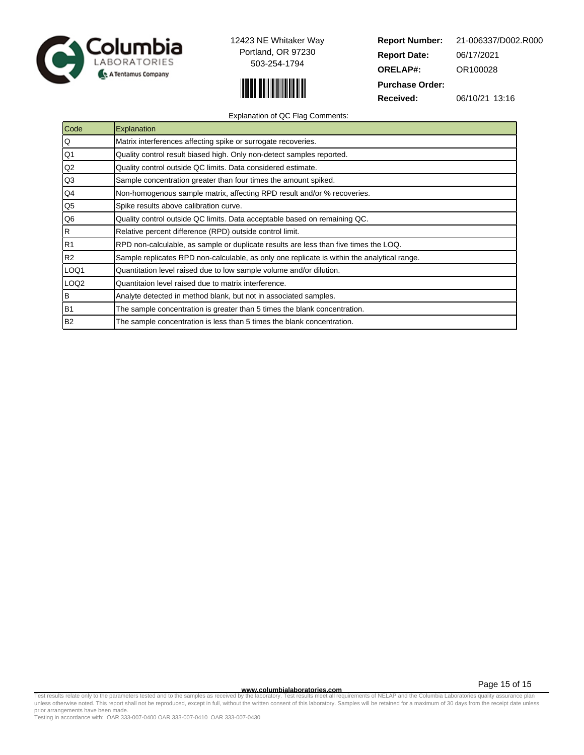Columbia Laboratories
A Tentamus Company

12423 NE Whitaker Way
Portland, OR 97230
503-254-1794

**Report Number:** 21-006337/D002.R000
**Report Date:** 06/17/2021
**ORELAP#:** OR100028
**Purchase Order:**
**Received:** 06/10/21 13:16

Explanation of QC Flag Comments:

| Code | Explanation |
|---|---|
| Q | Matrix interferences affecting spike or surrogate recoveries. |
| Q1 | Quality control result biased high. Only non-detect samples reported. |
| Q2 | Quality control outside QC limits. Data considered estimate. |
| Q3 | Sample concentration greater than four times the amount spiked. |
| Q4 | Non-homogenous sample matrix, affecting RPD result and/or % recoveries. |
| Q5 | Spike results above calibration curve. |
| Q6 | Quality control outside QC limits. Data acceptable based on remaining QC. |
| R | Relative percent difference (RPD) outside control limit. |
| R1 | RPD non-calculable, as sample or duplicate results are less than five times the LOQ. |
| R2 | Sample replicates RPD non-calculable, as only one replicate is within the analytical range. |
| LOQ1 | Quantitation level raised due to low sample volume and/or dilution. |
| LOQ2 | Quantitaion level raised due to matrix interference. |
| B | Analyte detected in method blank, but not in associated samples. |
| B1 | The sample concentration is greater than 5 times the blank concentration. |
| B2 | The sample concentration is less than 5 times the blank concentration. |

www.columbialaboratories.com

Test results relate only to the parameters tested and to the samples as received by the laboratory. Test results meet all requirements of NELAP and the Columbia Laboratories quality assurance plan unless otherwise noted. This report shall not be reproduced, except in full, without the written consent of this laboratory. Samples will be retained for a maximum of 30 days from the receipt date unless prior arrangements have been made.
Testing in accordance with: OAR 333-007-0400 OAR 333-007-0410 OAR 333-007-0430